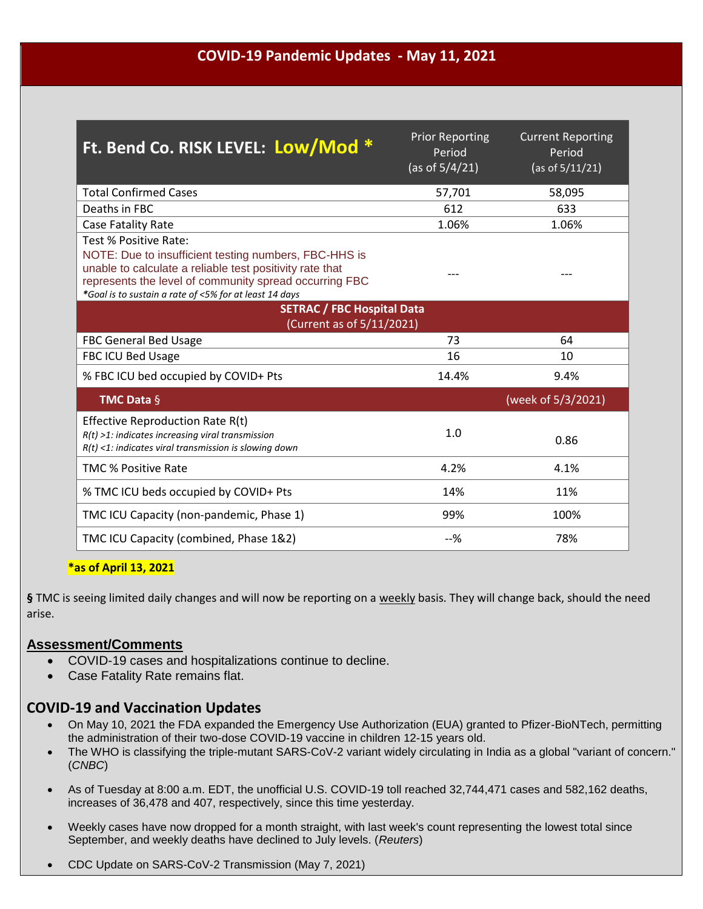# COVID-19 Pandemic Updates - May 11, 2021

| Ft. Bend Co. RISK LEVEL: **Low/Mod *** | Prior Reporting Period (as of 5/4/21) | Current Reporting Period (as of 5/11/21) |
|---|---|---|
| Total Confirmed Cases | 57,701 | 58,095 |
| Deaths in FBC | 612 | 633 |
| Case Fatality Rate | 1.06% | 1.06% |
| Test % Positive Rate: NOTE: Due to insufficient testing numbers, FBC-HHS is unable to calculate a reliable test positivity rate that represents the level of community spread occurring FBC *\*Goal is to sustain a rate of <5% for at least 14 days* | --- | --- |
| **SETRAC / FBC Hospital Data** (Current as of 5/11/2021) | | |
| FBC General Bed Usage | 73 | 64 |
| FBC ICU Bed Usage | 16 | 10 |
| % FBC ICU bed occupied by COVID+ Pts | 14.4% | 9.4% |
| **TMC Data** § | | (week of 5/3/2021) |
| Effective Reproduction Rate R(t) *R(t) >1: indicates increasing viral transmission* *R(t) <1: indicates viral transmission is slowing down* | 1.0 | 0.86 |
| TMC % Positive Rate | 4.2% | 4.1% |
| % TMC ICU beds occupied by COVID+ Pts | 14% | 11% |
| TMC ICU Capacity (non-pandemic, Phase 1) | 99% | 100% |
| TMC ICU Capacity (combined, Phase 1&2) | --% | 78% |

**\*as of April 13, 2021**

**§** TMC is seeing limited daily changes and will now be reporting on a weekly basis. They will change back, should the need arise.

## Assessment/Comments

- COVID-19 cases and hospitalizations continue to decline.
- Case Fatality Rate remains flat.

## COVID-19 and Vaccination Updates

- On May 10, 2021 the FDA expanded the Emergency Use Authorization (EUA) granted to Pfizer-BioNTech, permitting the administration of their two-dose COVID-19 vaccine in children 12-15 years old.
- The WHO is classifying the triple-mutant SARS-CoV-2 variant widely circulating in India as a global "variant of concern." (*CNBC*)
- As of Tuesday at 8:00 a.m. EDT, the unofficial U.S. COVID-19 toll reached 32,744,471 cases and 582,162 deaths, increases of 36,478 and 407, respectively, since this time yesterday.
- Weekly cases have now dropped for a month straight, with last week's count representing the lowest total since September, and weekly deaths have declined to July levels. (*Reuters*)
- CDC Update on SARS-CoV-2 Transmission (May 7, 2021)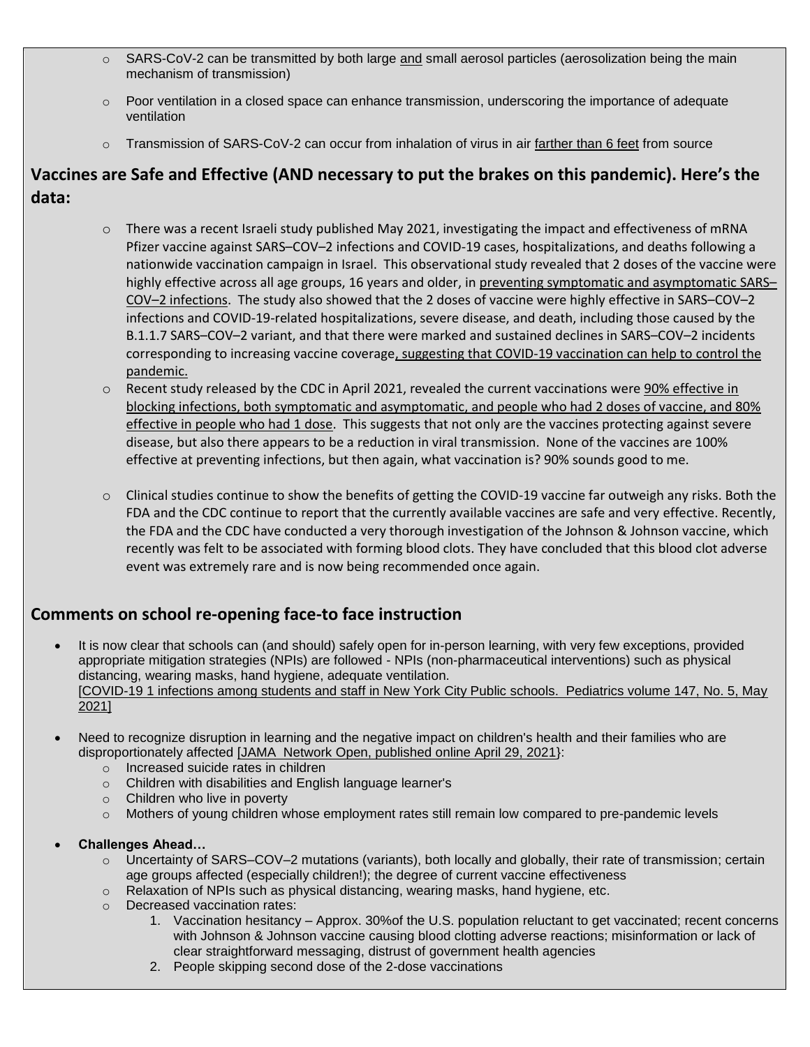- SARS-CoV-2 can be transmitted by both large and small aerosol particles (aerosolization being the main mechanism of transmission)
- Poor ventilation in a closed space can enhance transmission, underscoring the importance of adequate ventilation
- Transmission of SARS-CoV-2 can occur from inhalation of virus in air farther than 6 feet from source

## Vaccines are Safe and Effective (AND necessary to put the brakes on this pandemic). Here's the data:

- There was a recent Israeli study published May 2021, investigating the impact and effectiveness of mRNA Pfizer vaccine against SARS–COV–2 infections and COVID-19 cases, hospitalizations, and deaths following a nationwide vaccination campaign in Israel. This observational study revealed that 2 doses of the vaccine were highly effective across all age groups, 16 years and older, in preventing symptomatic and asymptomatic SARS–COV–2 infections. The study also showed that the 2 doses of vaccine were highly effective in SARS–COV–2 infections and COVID-19-related hospitalizations, severe disease, and death, including those caused by the B.1.1.7 SARS–COV–2 variant, and that there were marked and sustained declines in SARS–COV–2 incidents corresponding to increasing vaccine coverage, suggesting that COVID-19 vaccination can help to control the pandemic.
- Recent study released by the CDC in April 2021, revealed the current vaccinations were 90% effective in blocking infections, both symptomatic and asymptomatic, and people who had 2 doses of vaccine, and 80% effective in people who had 1 dose. This suggests that not only are the vaccines protecting against severe disease, but also there appears to be a reduction in viral transmission. None of the vaccines are 100% effective at preventing infections, but then again, what vaccination is? 90% sounds good to me.
- Clinical studies continue to show the benefits of getting the COVID-19 vaccine far outweigh any risks. Both the FDA and the CDC continue to report that the currently available vaccines are safe and very effective. Recently, the FDA and the CDC have conducted a very thorough investigation of the Johnson & Johnson vaccine, which recently was felt to be associated with forming blood clots. They have concluded that this blood clot adverse event was extremely rare and is now being recommended once again.

## Comments on school re-opening face-to face instruction

- It is now clear that schools can (and should) safely open for in-person learning, with very few exceptions, provided appropriate mitigation strategies (NPIs) are followed - NPIs (non-pharmaceutical interventions) such as physical distancing, wearing masks, hand hygiene, adequate ventilation. [COVID-19 1 infections among students and staff in New York City Public schools. Pediatrics volume 147, No. 5, May 2021]
- Need to recognize disruption in learning and the negative impact on children's health and their families who are disproportionately affected [JAMA Network Open, published online April 29, 2021}:
  - Increased suicide rates in children
  - Children with disabilities and English language learner's
  - Children who live in poverty
  - Mothers of young children whose employment rates still remain low compared to pre-pandemic levels
- **Challenges Ahead…**
  - Uncertainty of SARS–COV–2 mutations (variants), both locally and globally, their rate of transmission; certain age groups affected (especially children!); the degree of current vaccine effectiveness
  - Relaxation of NPIs such as physical distancing, wearing masks, hand hygiene, etc.
  - Decreased vaccination rates:
    1. Vaccination hesitancy – Approx. 30%of the U.S. population reluctant to get vaccinated; recent concerns with Johnson & Johnson vaccine causing blood clotting adverse reactions; misinformation or lack of clear straightforward messaging, distrust of government health agencies
    2. People skipping second dose of the 2-dose vaccinations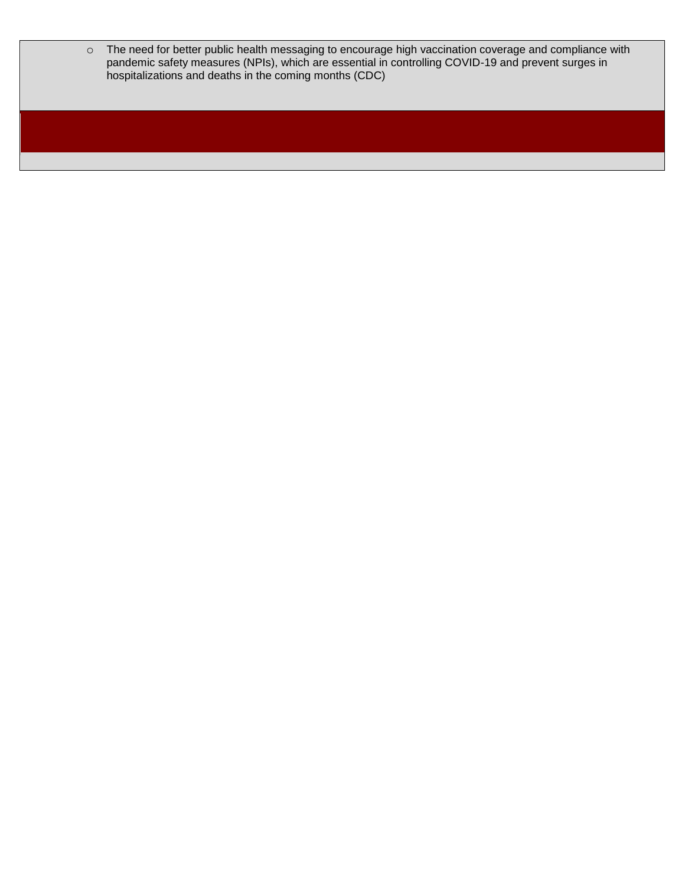- The need for better public health messaging to encourage high vaccination coverage and compliance with pandemic safety measures (NPIs), which are essential in controlling COVID-19 and prevent surges in hospitalizations and deaths in the coming months (CDC)